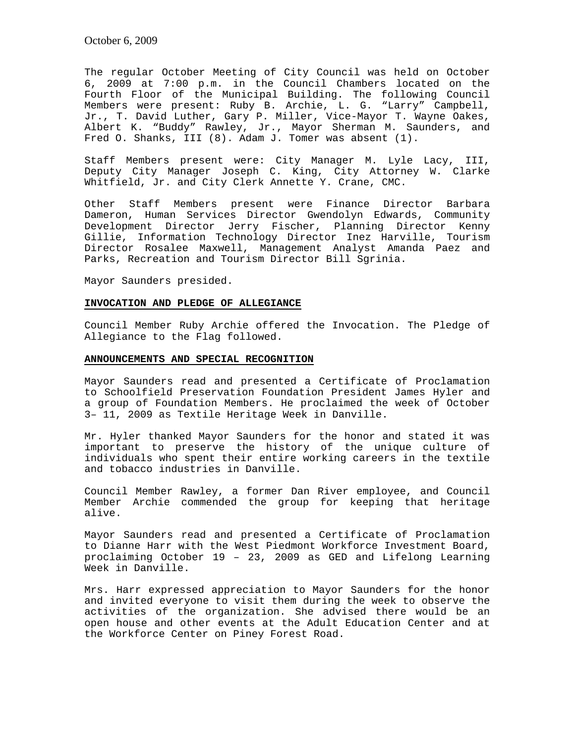October 6, 2009

The regular October Meeting of City Council was held on October 6, 2009 at 7:00 p.m. in the Council Chambers located on the Fourth Floor of the Municipal Building. The following Council Members were present: Ruby B. Archie, L. G. “Larry” Campbell, Jr., T. David Luther, Gary P. Miller, Vice-Mayor T. Wayne Oakes, Albert K. “Buddy” Rawley, Jr., Mayor Sherman M. Saunders, and Fred O. Shanks, III (8). Adam J. Tomer was absent (1).

Staff Members present were: City Manager M. Lyle Lacy, III, Deputy City Manager Joseph C. King, City Attorney W. Clarke Whitfield, Jr. and City Clerk Annette Y. Crane, CMC.

Other Staff Members present were Finance Director Barbara Dameron, Human Services Director Gwendolyn Edwards, Community Development Director Jerry Fischer, Planning Director Kenny Gillie, Information Technology Director Inez Harville, Tourism Director Rosalee Maxwell, Management Analyst Amanda Paez and Parks, Recreation and Tourism Director Bill Sgrinia.

Mayor Saunders presided.

**INVOCATION AND PLEDGE OF ALLEGIANCE**

Council Member Ruby Archie offered the Invocation. The Pledge of Allegiance to the Flag followed.

**ANNOUNCEMENTS AND SPECIAL RECOGNITION**

Mayor Saunders read and presented a Certificate of Proclamation to Schoolfield Preservation Foundation President James Hyler and a group of Foundation Members. He proclaimed the week of October 3– 11, 2009 as Textile Heritage Week in Danville.

Mr. Hyler thanked Mayor Saunders for the honor and stated it was important to preserve the history of the unique culture of individuals who spent their entire working careers in the textile and tobacco industries in Danville.

Council Member Rawley, a former Dan River employee, and Council Member Archie commended the group for keeping that heritage alive.

Mayor Saunders read and presented a Certificate of Proclamation to Dianne Harr with the West Piedmont Workforce Investment Board, proclaiming October 19 – 23, 2009 as GED and Lifelong Learning Week in Danville.

Mrs. Harr expressed appreciation to Mayor Saunders for the honor and invited everyone to visit them during the week to observe the activities of the organization. She advised there would be an open house and other events at the Adult Education Center and at the Workforce Center on Piney Forest Road.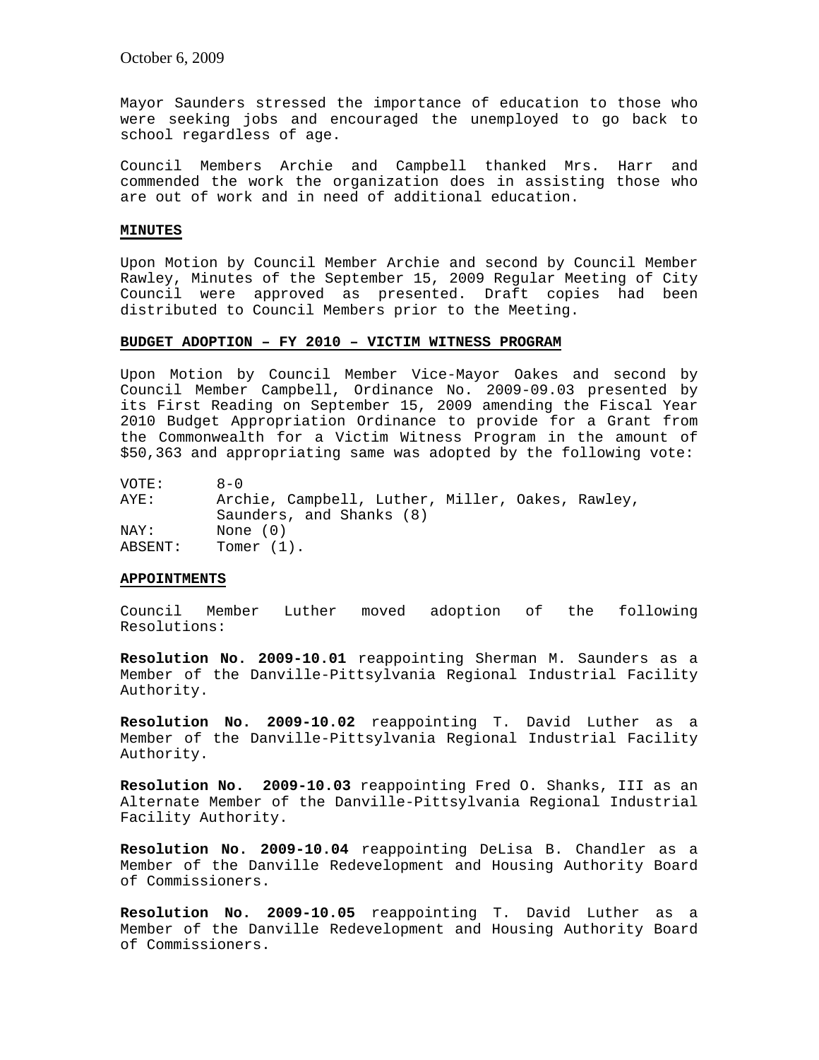October 6, 2009

Mayor Saunders stressed the importance of education to those who were seeking jobs and encouraged the unemployed to go back to school regardless of age.

Council Members Archie and Campbell thanked Mrs. Harr and commended the work the organization does in assisting those who are out of work and in need of additional education.

## MINUTES

Upon Motion by Council Member Archie and second by Council Member Rawley, Minutes of the September 15, 2009 Regular Meeting of City Council were approved as presented. Draft copies had been distributed to Council Members prior to the Meeting.

## BUDGET ADOPTION – FY 2010 – VICTIM WITNESS PROGRAM

Upon Motion by Council Member Vice-Mayor Oakes and second by Council Member Campbell, Ordinance No. 2009-09.03 presented by its First Reading on September 15, 2009 amending the Fiscal Year 2010 Budget Appropriation Ordinance to provide for a Grant from the Commonwealth for a Victim Witness Program in the amount of $50,363 and appropriating same was adopted by the following vote:

| | |
|---|---|
| VOTE: | 8-0 |
| AYE: | Archie, Campbell, Luther, Miller, Oakes, Rawley, Saunders, and Shanks (8) |
| NAY: | None (0) |
| ABSENT: | Tomer (1). |

## APPOINTMENTS

Council Member Luther moved adoption of the following Resolutions:

**Resolution No. 2009-10.01** reappointing Sherman M. Saunders as a Member of the Danville-Pittsylvania Regional Industrial Facility Authority.

**Resolution No. 2009-10.02** reappointing T. David Luther as a Member of the Danville-Pittsylvania Regional Industrial Facility Authority.

**Resolution No. 2009-10.03** reappointing Fred O. Shanks, III as an Alternate Member of the Danville-Pittsylvania Regional Industrial Facility Authority.

**Resolution No. 2009-10.04** reappointing DeLisa B. Chandler as a Member of the Danville Redevelopment and Housing Authority Board of Commissioners.

**Resolution No. 2009-10.05** reappointing T. David Luther as a Member of the Danville Redevelopment and Housing Authority Board of Commissioners.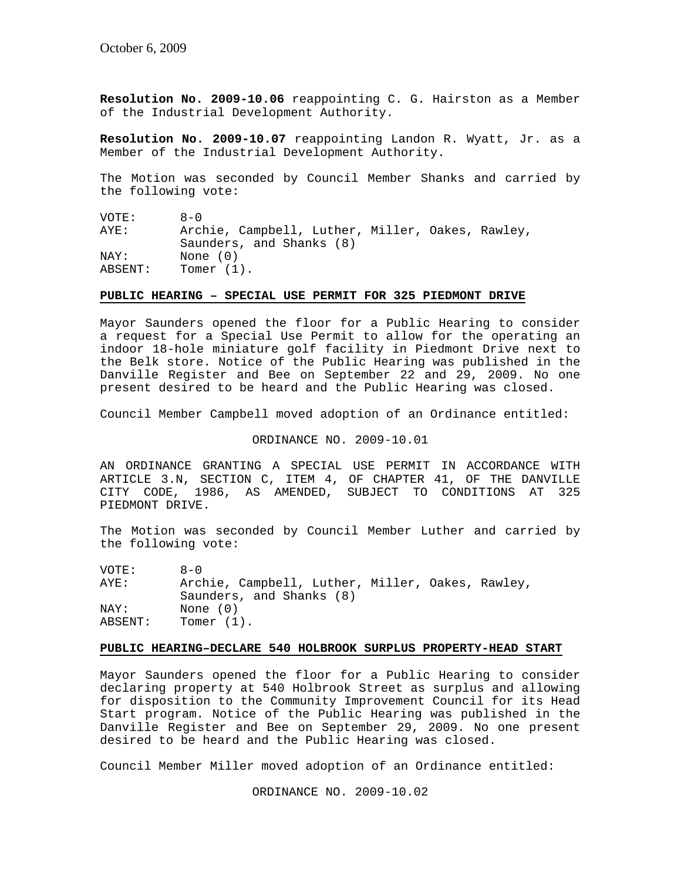**Resolution No. 2009-10.06** reappointing C. G. Hairston as a Member of the Industrial Development Authority.

**Resolution No. 2009-10.07** reappointing Landon R. Wyatt, Jr. as a Member of the Industrial Development Authority.

The Motion was seconded by Council Member Shanks and carried by the following vote:

| | |
|---|---|
| VOTE: | 8-0 |
| AYE: | Archie, Campbell, Luther, Miller, Oakes, Rawley, Saunders, and Shanks (8) |
| NAY: | None (0) |
| ABSENT: | Tomer (1). |

**PUBLIC HEARING – SPECIAL USE PERMIT FOR 325 PIEDMONT DRIVE**

Mayor Saunders opened the floor for a Public Hearing to consider a request for a Special Use Permit to allow for the operating an indoor 18-hole miniature golf facility in Piedmont Drive next to the Belk store. Notice of the Public Hearing was published in the Danville Register and Bee on September 22 and 29, 2009. No one present desired to be heard and the Public Hearing was closed.

Council Member Campbell moved adoption of an Ordinance entitled:

ORDINANCE NO. 2009-10.01

AN ORDINANCE GRANTING A SPECIAL USE PERMIT IN ACCORDANCE WITH ARTICLE 3.N, SECTION C, ITEM 4, OF CHAPTER 41, OF THE DANVILLE CITY CODE, 1986, AS AMENDED, SUBJECT TO CONDITIONS AT 325 PIEDMONT DRIVE.

The Motion was seconded by Council Member Luther and carried by the following vote:

| | |
|---|---|
| VOTE: | 8-0 |
| AYE: | Archie, Campbell, Luther, Miller, Oakes, Rawley, Saunders, and Shanks (8) |
| NAY: | None (0) |
| ABSENT: | Tomer (1). |

**PUBLIC HEARING–DECLARE 540 HOLBROOK SURPLUS PROPERTY-HEAD START**

Mayor Saunders opened the floor for a Public Hearing to consider declaring property at 540 Holbrook Street as surplus and allowing for disposition to the Community Improvement Council for its Head Start program. Notice of the Public Hearing was published in the Danville Register and Bee on September 29, 2009. No one present desired to be heard and the Public Hearing was closed.

Council Member Miller moved adoption of an Ordinance entitled:

ORDINANCE NO. 2009-10.02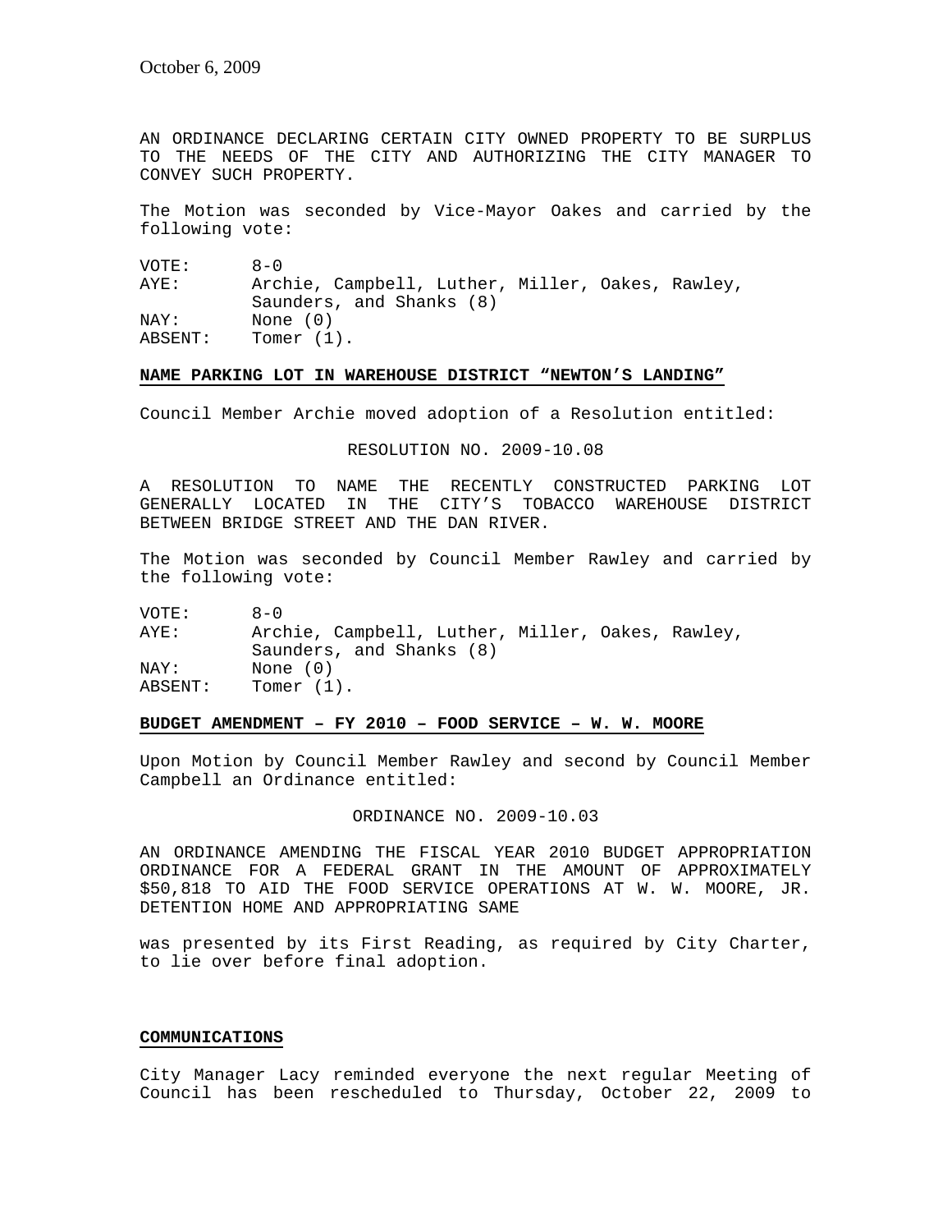AN ORDINANCE DECLARING CERTAIN CITY OWNED PROPERTY TO BE SURPLUS TO THE NEEDS OF THE CITY AND AUTHORIZING THE CITY MANAGER TO CONVEY SUCH PROPERTY.

The Motion was seconded by Vice-Mayor Oakes and carried by the following vote:

| | |
|---|---|
| VOTE: | 8-0 |
| AYE: | Archie, Campbell, Luther, Miller, Oakes, Rawley, Saunders, and Shanks (8) |
| NAY: | None (0) |
| ABSENT: | Tomer (1). |

**NAME PARKING LOT IN WAREHOUSE DISTRICT "NEWTON'S LANDING"**

Council Member Archie moved adoption of a Resolution entitled:

RESOLUTION NO. 2009-10.08

A RESOLUTION TO NAME THE RECENTLY CONSTRUCTED PARKING LOT GENERALLY LOCATED IN THE CITY'S TOBACCO WAREHOUSE DISTRICT BETWEEN BRIDGE STREET AND THE DAN RIVER.

The Motion was seconded by Council Member Rawley and carried by the following vote:

| | |
|---|---|
| VOTE: | 8-0 |
| AYE: | Archie, Campbell, Luther, Miller, Oakes, Rawley, Saunders, and Shanks (8) |
| NAY: | None (0) |
| ABSENT: | Tomer (1). |

**BUDGET AMENDMENT – FY 2010 – FOOD SERVICE – W. W. MOORE**

Upon Motion by Council Member Rawley and second by Council Member Campbell an Ordinance entitled:

ORDINANCE NO. 2009-10.03

AN ORDINANCE AMENDING THE FISCAL YEAR 2010 BUDGET APPROPRIATION ORDINANCE FOR A FEDERAL GRANT IN THE AMOUNT OF APPROXIMATELY $50,818 TO AID THE FOOD SERVICE OPERATIONS AT W. W. MOORE, JR. DETENTION HOME AND APPROPRIATING SAME

was presented by its First Reading, as required by City Charter, to lie over before final adoption.

**COMMUNICATIONS**

City Manager Lacy reminded everyone the next regular Meeting of Council has been rescheduled to Thursday, October 22, 2009 to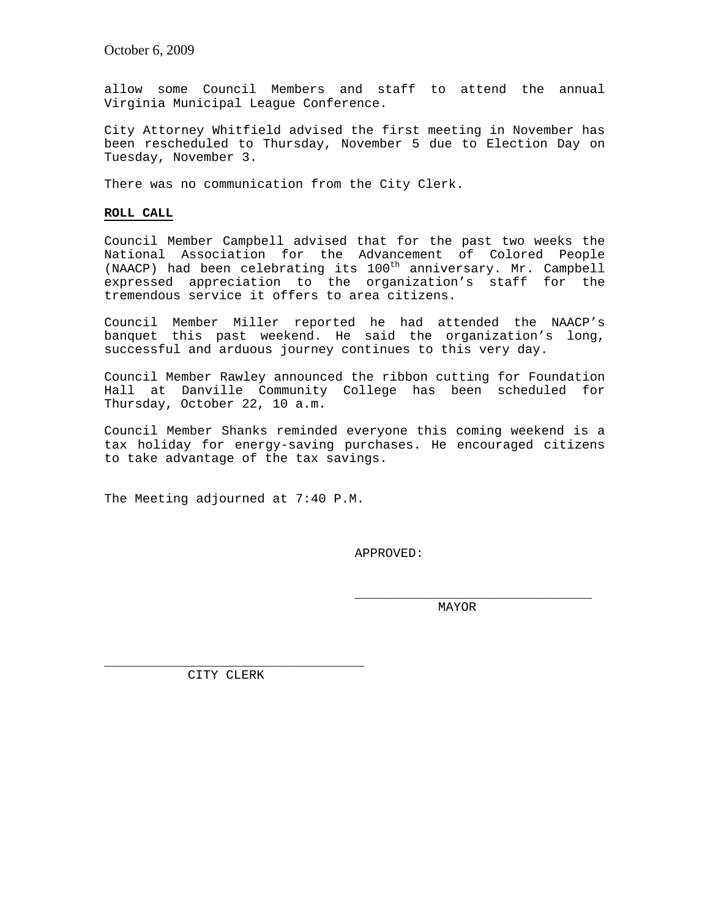allow some Council Members and staff to attend the annual Virginia Municipal League Conference.

City Attorney Whitfield advised the first meeting in November has been rescheduled to Thursday, November 5 due to Election Day on Tuesday, November 3.

There was no communication from the City Clerk.

**ROLL CALL**

Council Member Campbell advised that for the past two weeks the National Association for the Advancement of Colored People (NAACP) had been celebrating its 100th anniversary. Mr. Campbell expressed appreciation to the organization's staff for the tremendous service it offers to area citizens.

Council Member Miller reported he had attended the NAACP's banquet this past weekend. He said the organization's long, successful and arduous journey continues to this very day.

Council Member Rawley announced the ribbon cutting for Foundation Hall at Danville Community College has been scheduled for Thursday, October 22, 10 a.m.

Council Member Shanks reminded everyone this coming weekend is a tax holiday for energy-saving purchases. He encouraged citizens to take advantage of the tax savings.

The Meeting adjourned at 7:40 P.M.

APPROVED:

\_\_\_\_\_\_\_\_\_\_\_\_\_\_\_\_\_\_\_\_\_\_\_\_\_\_\_\_\_\_\_
MAYOR

\_\_\_\_\_\_\_\_\_\_\_\_\_\_\_\_\_\_\_\_\_\_\_\_\_\_\_\_\_\_\_\_\_\_
CITY CLERK